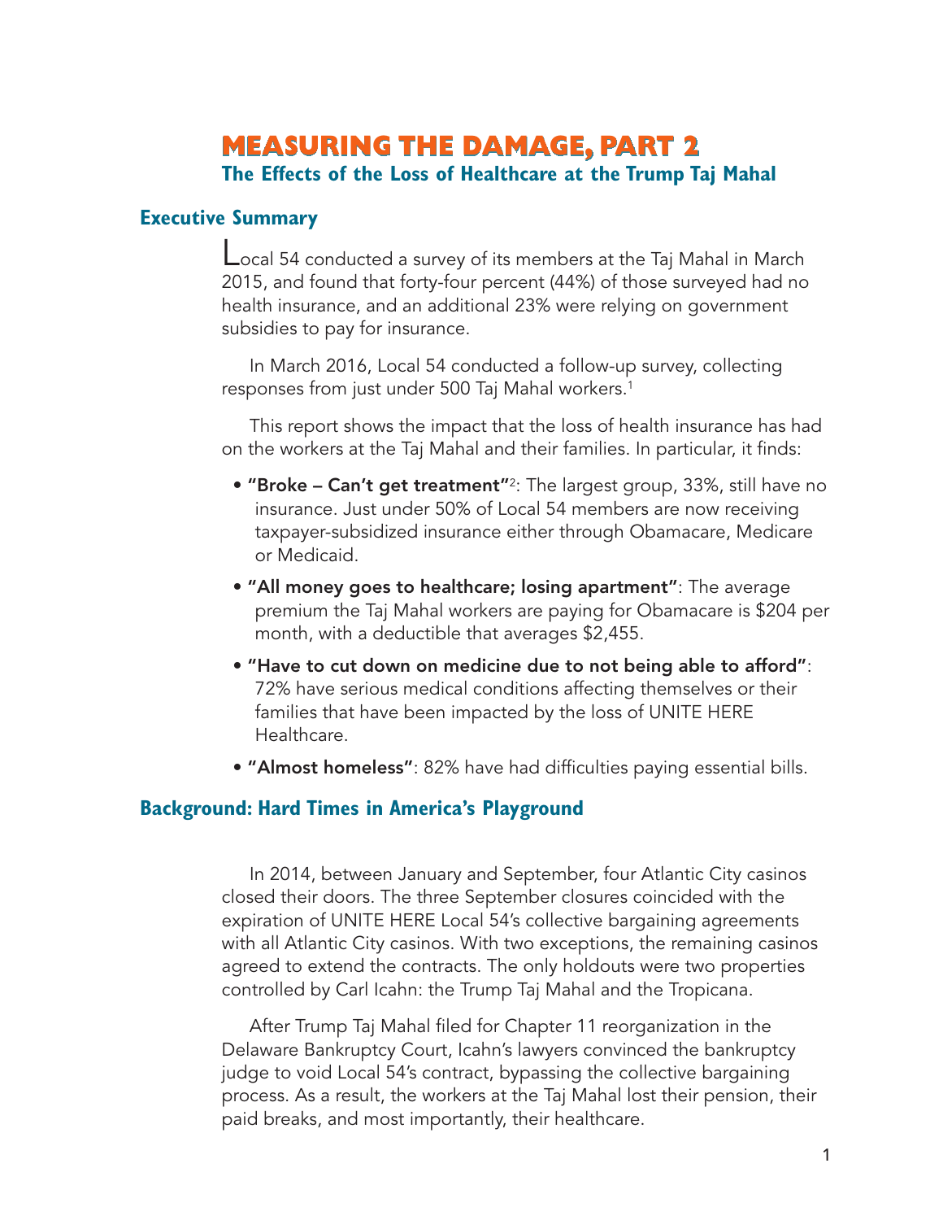# MEASURING THE DAMAGE, PART 2

## The Effects of the Loss of Healthcare at the Trump Taj Mahal

### Executive Summary

Local 54 conducted a survey of its members at the Taj Mahal in March 2015, and found that forty-four percent (44%) of those surveyed had no health insurance, and an additional 23% were relying on government subsidies to pay for insurance.

In March 2016, Local 54 conducted a follow-up survey, collecting responses from just under 500 Taj Mahal workers.[1]

This report shows the impact that the loss of health insurance has had on the workers at the Taj Mahal and their families. In particular, it finds:

- **"Broke – Can't get treatment"**[2]: The largest group, 33%, still have no insurance. Just under 50% of Local 54 members are now receiving taxpayer-subsidized insurance either through Obamacare, Medicare or Medicaid.
- **"All money goes to healthcare; losing apartment"**: The average premium the Taj Mahal workers are paying for Obamacare is $204 per month, with a deductible that averages $2,455.
- **"Have to cut down on medicine due to not being able to afford"**: 72% have serious medical conditions affecting themselves or their families that have been impacted by the loss of UNITE HERE Healthcare.
- **"Almost homeless"**: 82% have had difficulties paying essential bills.

### Background: Hard Times in America's Playground

In 2014, between January and September, four Atlantic City casinos closed their doors. The three September closures coincided with the expiration of UNITE HERE Local 54's collective bargaining agreements with all Atlantic City casinos. With two exceptions, the remaining casinos agreed to extend the contracts. The only holdouts were two properties controlled by Carl Icahn: the Trump Taj Mahal and the Tropicana.

After Trump Taj Mahal filed for Chapter 11 reorganization in the Delaware Bankruptcy Court, Icahn's lawyers convinced the bankruptcy judge to void Local 54's contract, bypassing the collective bargaining process. As a result, the workers at the Taj Mahal lost their pension, their paid breaks, and most importantly, their healthcare.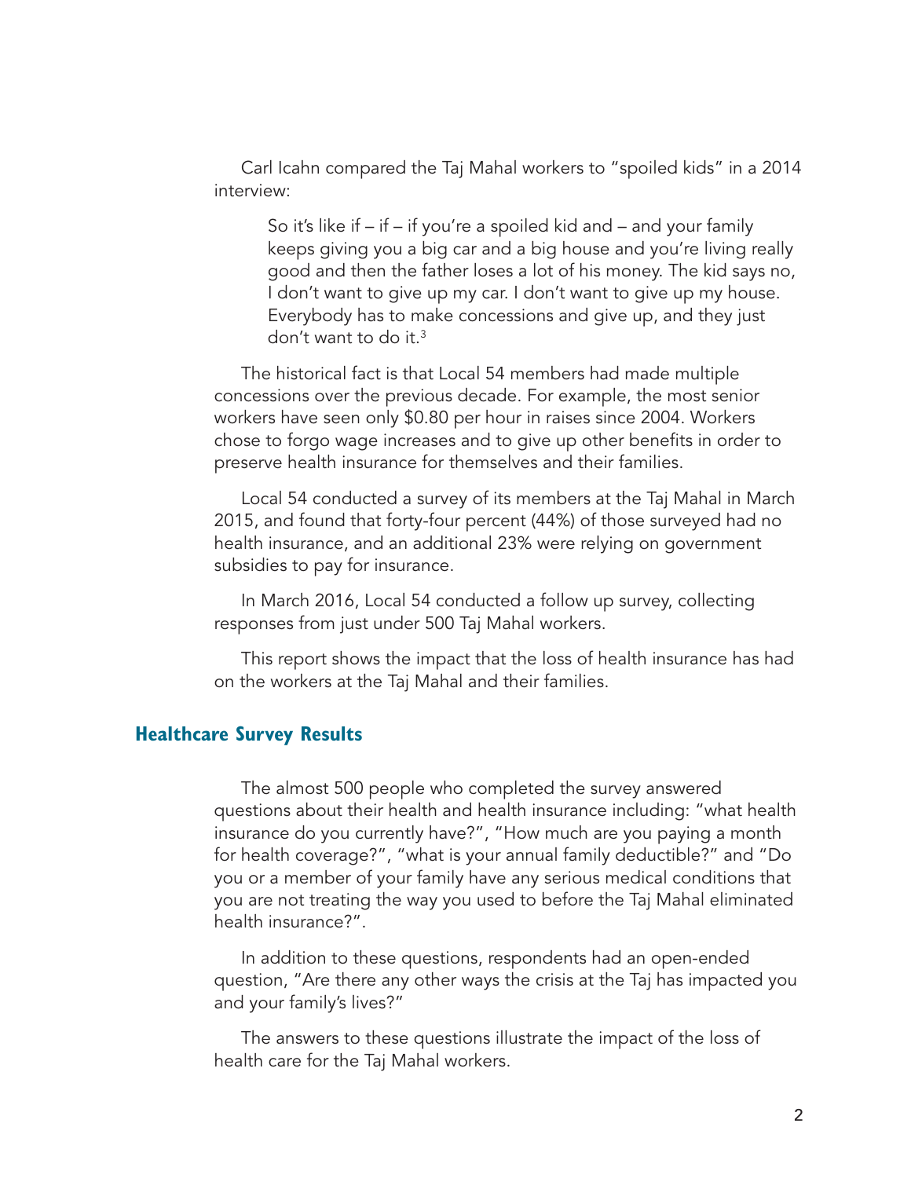Carl Icahn compared the Taj Mahal workers to "spoiled kids" in a 2014 interview:

> So it's like if – if – if you're a spoiled kid and – and your family keeps giving you a big car and a big house and you're living really good and then the father loses a lot of his money. The kid says no, I don't want to give up my car. I don't want to give up my house. Everybody has to make concessions and give up, and they just don't want to do it.[3]

The historical fact is that Local 54 members had made multiple concessions over the previous decade. For example, the most senior workers have seen only $0.80 per hour in raises since 2004. Workers chose to forgo wage increases and to give up other benefits in order to preserve health insurance for themselves and their families.

Local 54 conducted a survey of its members at the Taj Mahal in March 2015, and found that forty-four percent (44%) of those surveyed had no health insurance, and an additional 23% were relying on government subsidies to pay for insurance.

In March 2016, Local 54 conducted a follow up survey, collecting responses from just under 500 Taj Mahal workers.

This report shows the impact that the loss of health insurance has had on the workers at the Taj Mahal and their families.

## Healthcare Survey Results

The almost 500 people who completed the survey answered questions about their health and health insurance including: "what health insurance do you currently have?", "How much are you paying a month for health coverage?", "what is your annual family deductible?" and "Do you or a member of your family have any serious medical conditions that you are not treating the way you used to before the Taj Mahal eliminated health insurance?".

In addition to these questions, respondents had an open-ended question, "Are there any other ways the crisis at the Taj has impacted you and your family's lives?"

The answers to these questions illustrate the impact of the loss of health care for the Taj Mahal workers.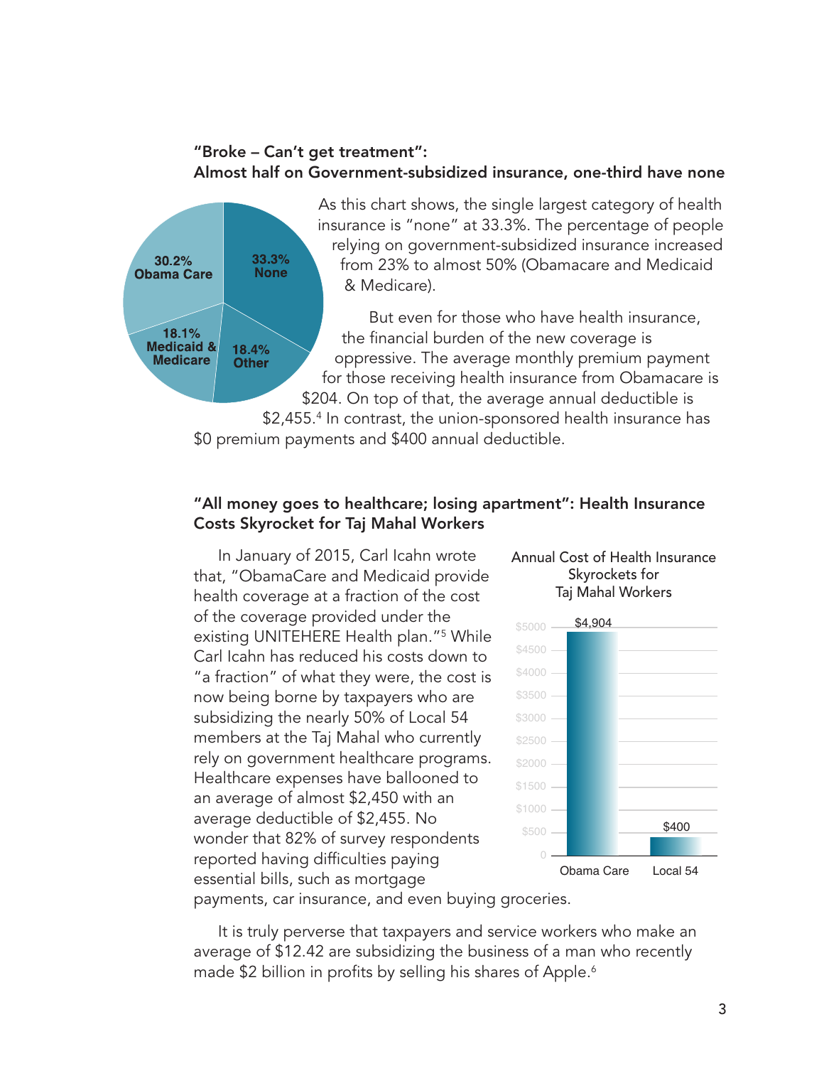**"Broke – Can't get treatment": Almost half on Government-subsidized insurance, one-third have none**

| Category | Percentage |
|---|---|
| None | 33.3% |
| Obama Care | 30.2% |
| Other | 18.4% |
| Medicaid & Medicare | 18.1% |

As this chart shows, the single largest category of health insurance is "none" at 33.3%. The percentage of people relying on government-subsidized insurance increased from 23% to almost 50% (Obamacare and Medicaid & Medicare).

But even for those who have health insurance, the financial burden of the new coverage is oppressive. The average monthly premium payment for those receiving health insurance from Obamacare is $204. On top of that, the average annual deductible is $2,455.[4] In contrast, the union-sponsored health insurance has $0 premium payments and $400 annual deductible.

**"All money goes to healthcare; losing apartment": Health Insurance Costs Skyrocket for Taj Mahal Workers**

In January of 2015, Carl Icahn wrote that, "ObamaCare and Medicaid provide health coverage at a fraction of the cost of the coverage provided under the existing UNITEHERE Health plan."[5] While Carl Icahn has reduced his costs down to "a fraction" of what they were, the cost is now being borne by taxpayers who are subsidizing the nearly 50% of Local 54 members at the Taj Mahal who currently rely on government healthcare programs. Healthcare expenses have ballooned to an average of almost $2,450 with an average deductible of $2,455. No wonder that 82% of survey respondents reported having difficulties paying essential bills, such as mortgage payments, car insurance, and even buying groceries.

Annual Cost of Health Insurance Skyrockets for Taj Mahal Workers

| Plan | Annual Cost |
|---|---|
| Obama Care | $4,904 |
| Local 54 | $400 |

It is truly perverse that taxpayers and service workers who make an average of $12.42 are subsidizing the business of a man who recently made $2 billion in profits by selling his shares of Apple.[6]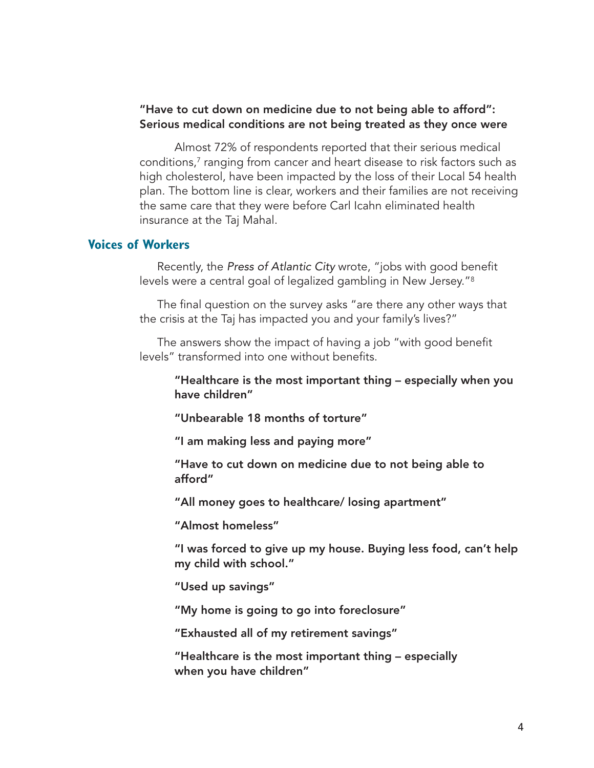**"Have to cut down on medicine due to not being able to afford": Serious medical conditions are not being treated as they once were**

Almost 72% of respondents reported that their serious medical conditions,[7] ranging from cancer and heart disease to risk factors such as high cholesterol, have been impacted by the loss of their Local 54 health plan. The bottom line is clear, workers and their families are not receiving the same care that they were before Carl Icahn eliminated health insurance at the Taj Mahal.

## Voices of Workers

Recently, the *Press of Atlantic City* wrote, "jobs with good benefit levels were a central goal of legalized gambling in New Jersey."[8]

The final question on the survey asks "are there any other ways that the crisis at the Taj has impacted you and your family's lives?"

The answers show the impact of having a job "with good benefit levels" transformed into one without benefits.

> **"Healthcare is the most important thing – especially when you have children"**
>
> **"Unbearable 18 months of torture"**
>
> **"I am making less and paying more"**
>
> **"Have to cut down on medicine due to not being able to afford"**
>
> **"All money goes to healthcare/ losing apartment"**
>
> **"Almost homeless"**
>
> **"I was forced to give up my house. Buying less food, can't help my child with school."**
>
> **"Used up savings"**
>
> **"My home is going to go into foreclosure"**
>
> **"Exhausted all of my retirement savings"**
>
> **"Healthcare is the most important thing – especially when you have children"**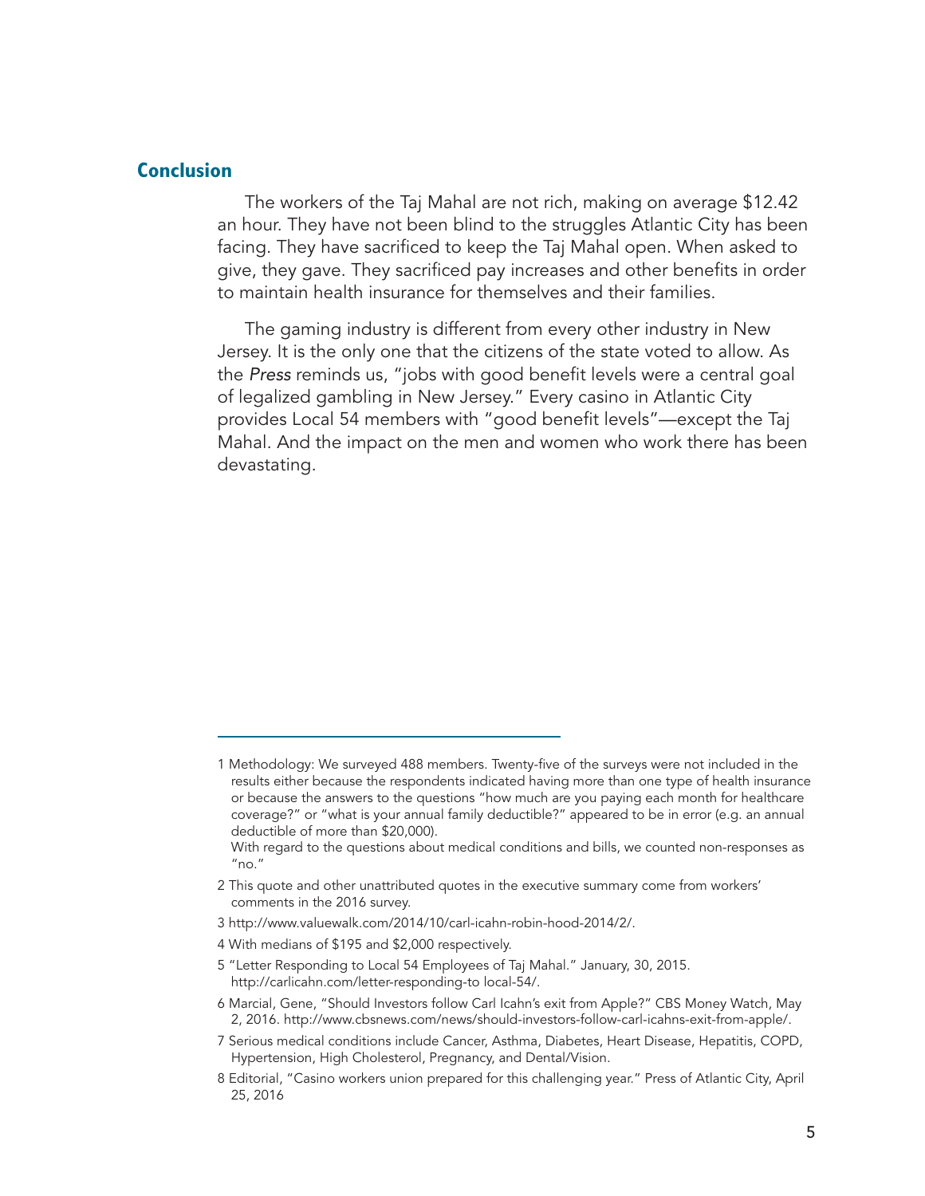## Conclusion

The workers of the Taj Mahal are not rich, making on average $12.42 an hour. They have not been blind to the struggles Atlantic City has been facing. They have sacrificed to keep the Taj Mahal open. When asked to give, they gave. They sacrificed pay increases and other benefits in order to maintain health insurance for themselves and their families.

The gaming industry is different from every other industry in New Jersey. It is the only one that the citizens of the state voted to allow. As the *Press* reminds us, "jobs with good benefit levels were a central goal of legalized gambling in New Jersey." Every casino in Atlantic City provides Local 54 members with "good benefit levels"—except the Taj Mahal. And the impact on the men and women who work there has been devastating.

---

1 Methodology: We surveyed 488 members. Twenty-five of the surveys were not included in the results either because the respondents indicated having more than one type of health insurance or because the answers to the questions "how much are you paying each month for healthcare coverage?" or "what is your annual family deductible?" appeared to be in error (e.g. an annual deductible of more than $20,000).
With regard to the questions about medical conditions and bills, we counted non-responses as "no."

2 This quote and other unattributed quotes in the executive summary come from workers' comments in the 2016 survey.

3 http://www.valuewalk.com/2014/10/carl-icahn-robin-hood-2014/2/.

4 With medians of $195 and $2,000 respectively.

5 "Letter Responding to Local 54 Employees of Taj Mahal." January, 30, 2015. http://carlicahn.com/letter-responding-to local-54/.

6 Marcial, Gene, "Should Investors follow Carl Icahn's exit from Apple?" CBS Money Watch, May 2, 2016. http://www.cbsnews.com/news/should-investors-follow-carl-icahns-exit-from-apple/.

7 Serious medical conditions include Cancer, Asthma, Diabetes, Heart Disease, Hepatitis, COPD, Hypertension, High Cholesterol, Pregnancy, and Dental/Vision.

8 Editorial, "Casino workers union prepared for this challenging year." Press of Atlantic City, April 25, 2016